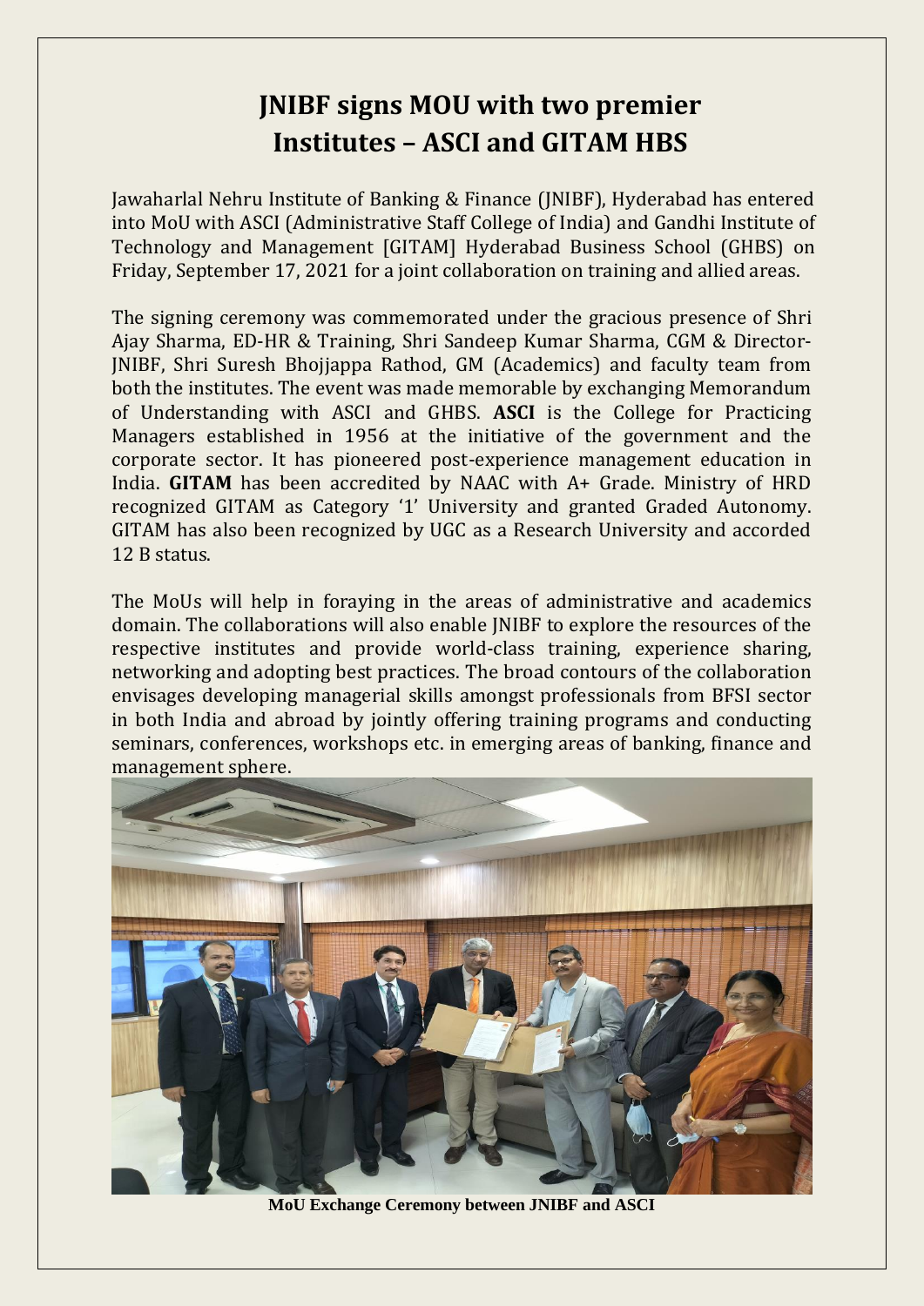# JNIBF signs MOU with two premier Institutes – ASCI and GITAM HBS

Jawaharlal Nehru Institute of Banking & Finance (JNIBF), Hyderabad has entered into MoU with ASCI (Administrative Staff College of India) and Gandhi Institute of Technology and Management [GITAM] Hyderabad Business School (GHBS) on Friday, September 17, 2021 for a joint collaboration on training and allied areas.

The signing ceremony was commemorated under the gracious presence of Shri Ajay Sharma, ED-HR & Training, Shri Sandeep Kumar Sharma, CGM & Director-JNIBF, Shri Suresh Bhojjappa Rathod, GM (Academics) and faculty team from both the institutes. The event was made memorable by exchanging Memorandum of Understanding with ASCI and GHBS. **ASCI** is the College for Practicing Managers established in 1956 at the initiative of the government and the corporate sector. It has pioneered post-experience management education in India. **GITAM** has been accredited by NAAC with A+ Grade. Ministry of HRD recognized GITAM as Category '1' University and granted Graded Autonomy. GITAM has also been recognized by UGC as a Research University and accorded 12 B status.

The MoUs will help in foraying in the areas of administrative and academics domain. The collaborations will also enable JNIBF to explore the resources of the respective institutes and provide world-class training, experience sharing, networking and adopting best practices. The broad contours of the collaboration envisages developing managerial skills amongst professionals from BFSI sector in both India and abroad by jointly offering training programs and conducting seminars, conferences, workshops etc. in emerging areas of banking, finance and management sphere.

**MoU Exchange Ceremony between JNIBF and ASCI**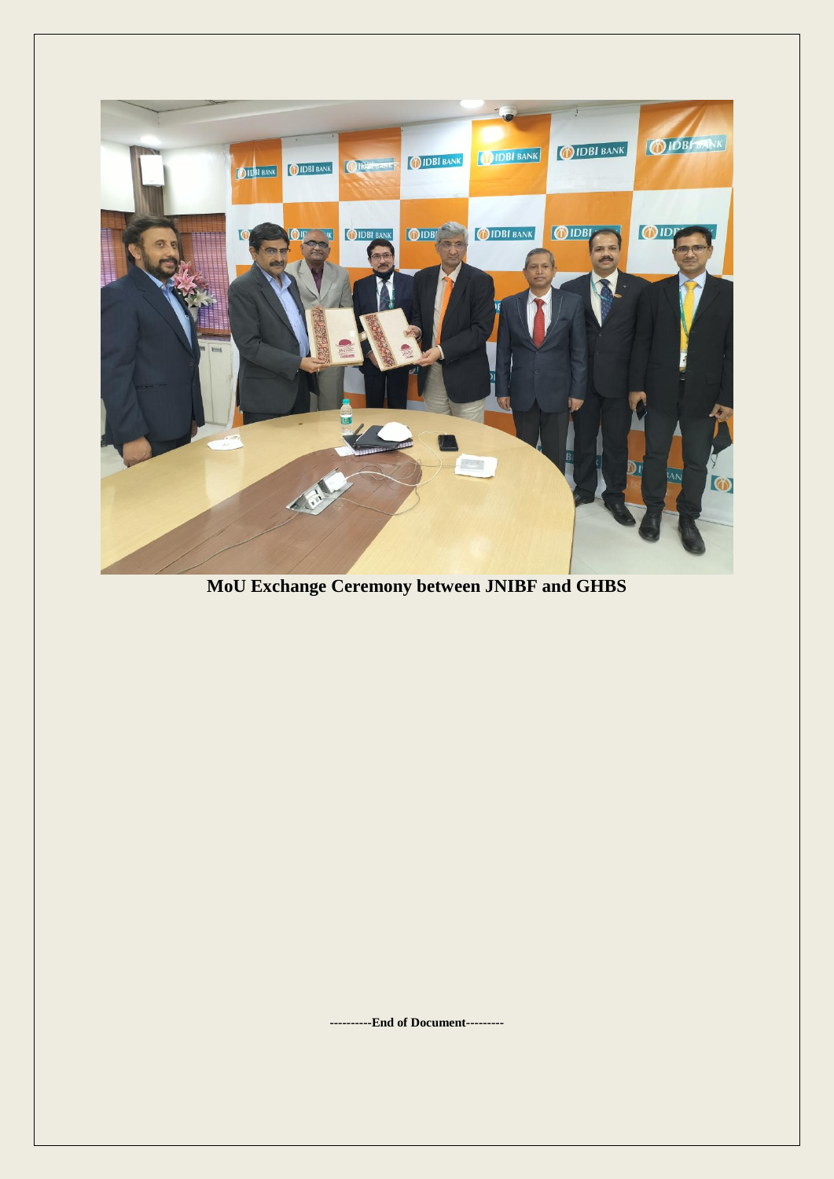**MoU Exchange Ceremony between JNIBF and GHBS**

----------End of Document---------